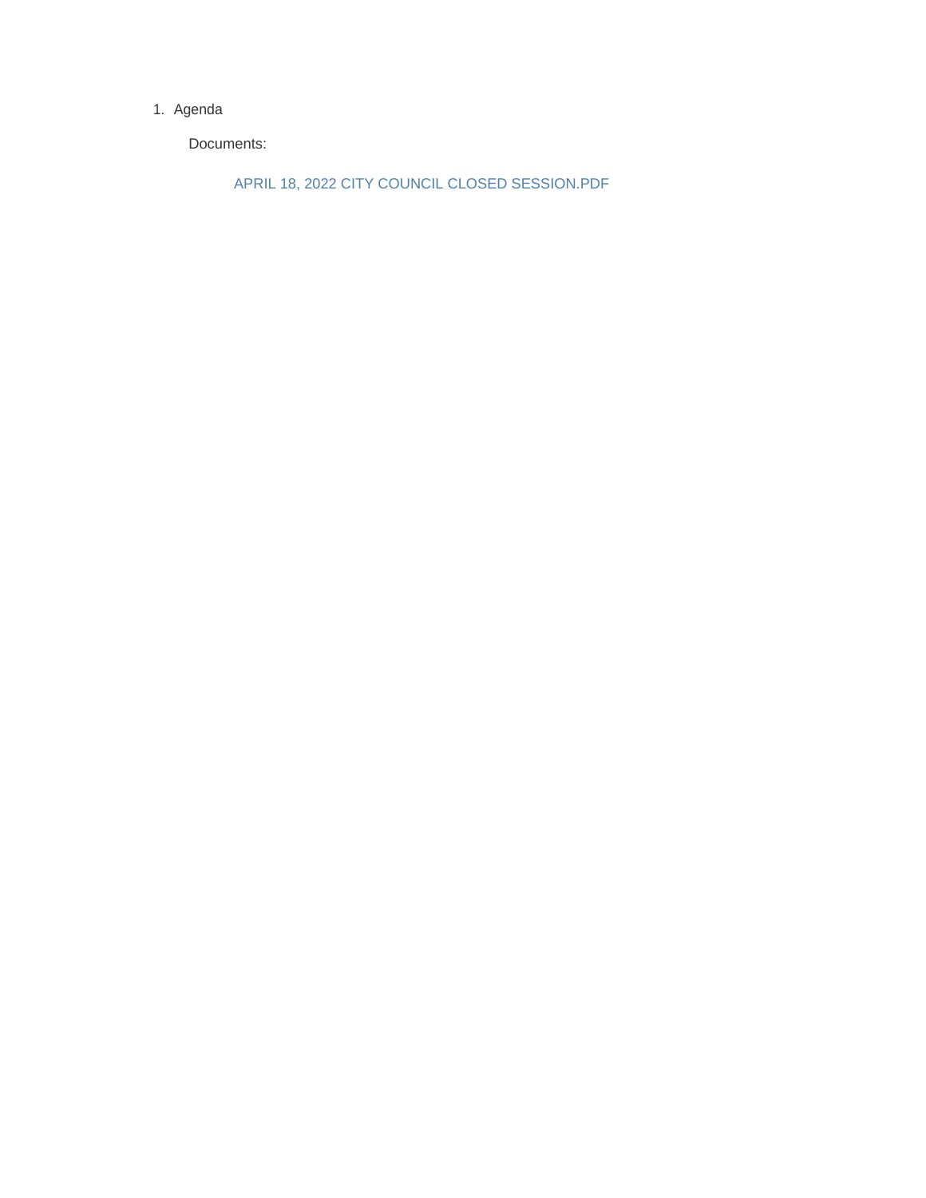1. Agenda

   Documents:

   APRIL 18, 2022 CITY COUNCIL CLOSED SESSION.PDF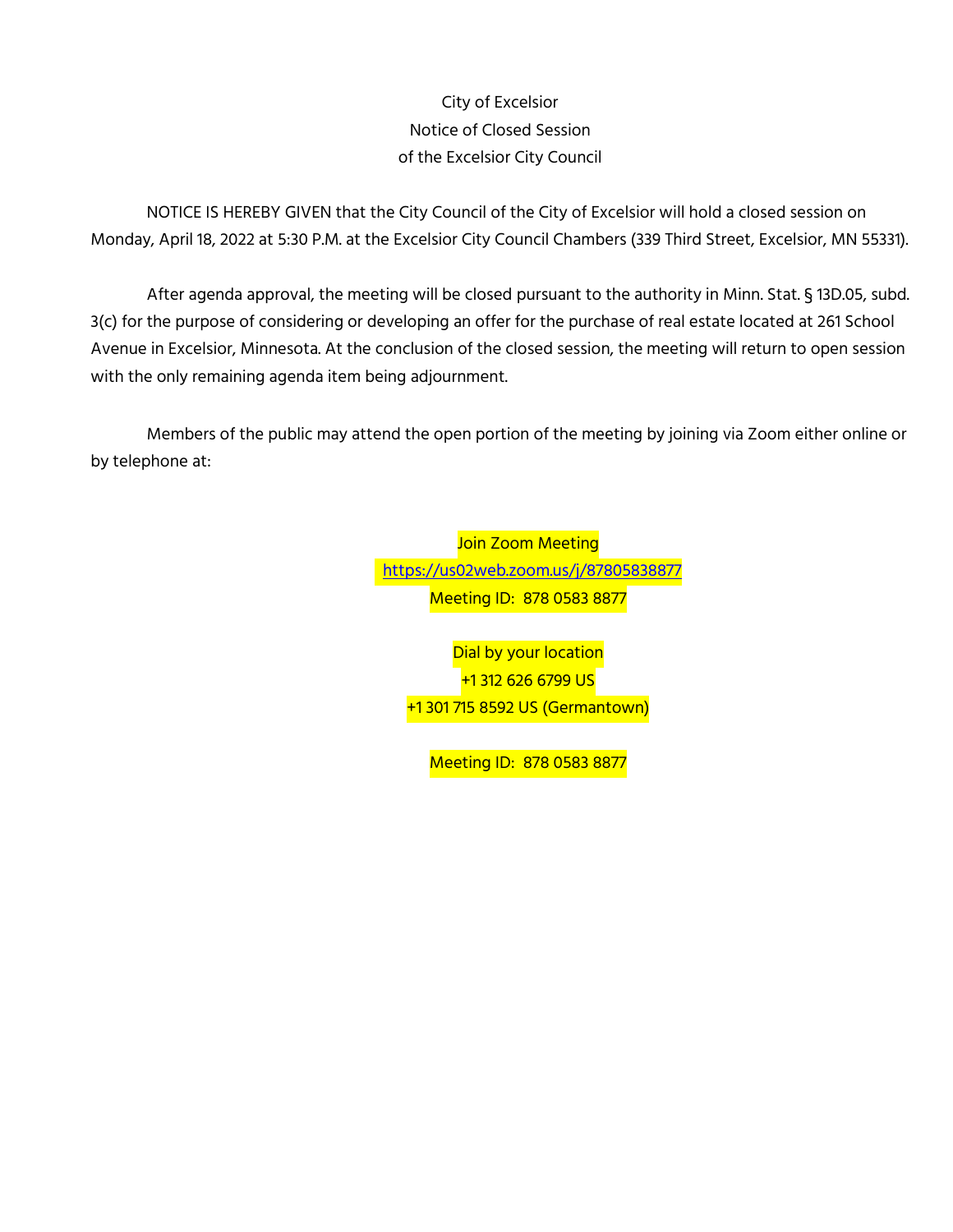# City of Excelsior
## Notice of Closed Session
## of the Excelsior City Council

NOTICE IS HEREBY GIVEN that the City Council of the City of Excelsior will hold a closed session on Monday, April 18, 2022 at 5:30 P.M. at the Excelsior City Council Chambers (339 Third Street, Excelsior, MN 55331).

After agenda approval, the meeting will be closed pursuant to the authority in Minn. Stat. § 13D.05, subd. 3(c) for the purpose of considering or developing an offer for the purchase of real estate located at 261 School Avenue in Excelsior, Minnesota. At the conclusion of the closed session, the meeting will return to open session with the only remaining agenda item being adjournment.

Members of the public may attend the open portion of the meeting by joining via Zoom either online or by telephone at:

Join Zoom Meeting
https://us02web.zoom.us/j/87805838877
Meeting ID: 878 0583 8877

Dial by your location
+1 312 626 6799 US
+1 301 715 8592 US (Germantown)

Meeting ID: 878 0583 8877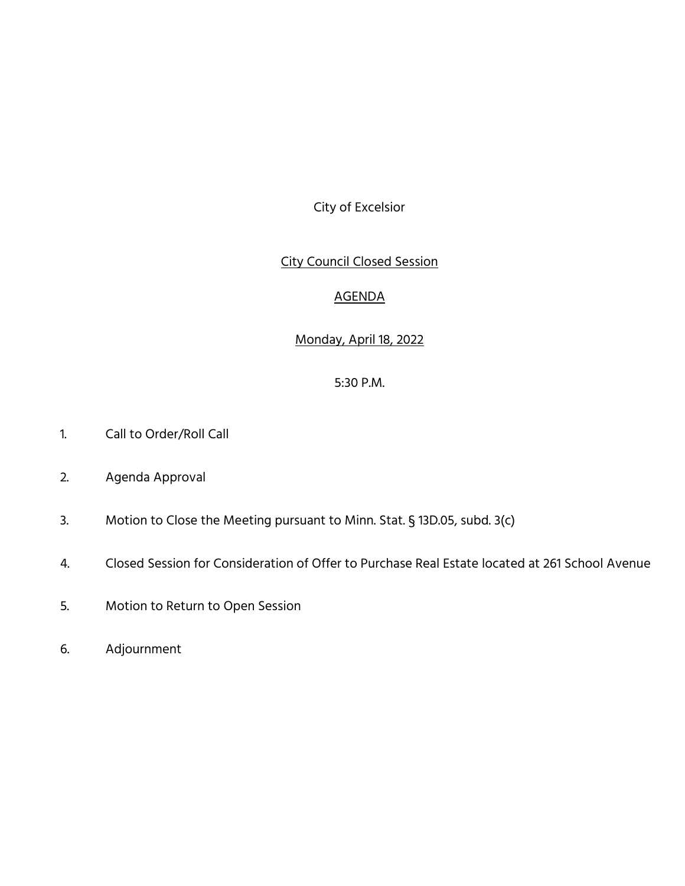City of Excelsior

City Council Closed Session

AGENDA

Monday, April 18, 2022

5:30 P.M.

1. Call to Order/Roll Call
2. Agenda Approval
3. Motion to Close the Meeting pursuant to Minn. Stat. § 13D.05, subd. 3(c)
4. Closed Session for Consideration of Offer to Purchase Real Estate located at 261 School Avenue
5. Motion to Return to Open Session
6. Adjournment